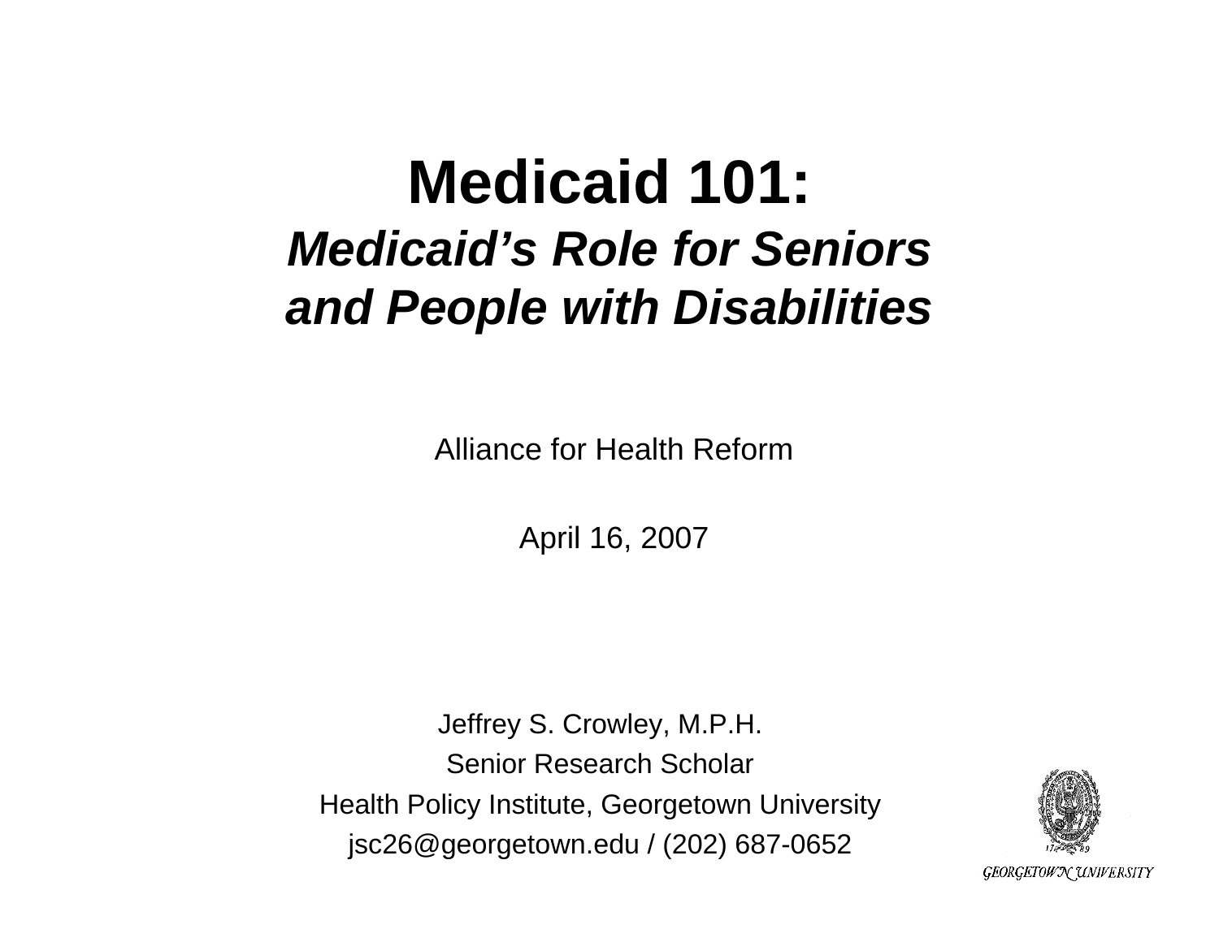# Medicaid 101:

## *Medicaid's Role for Seniors and People with Disabilities*

Alliance for Health Reform

April 16, 2007

Jeffrey S. Crowley, M.P.H.

Senior Research Scholar

Health Policy Institute, Georgetown University

jsc26@georgetown.edu / (202) 687-0652

GEORGETOWN UNIVERSITY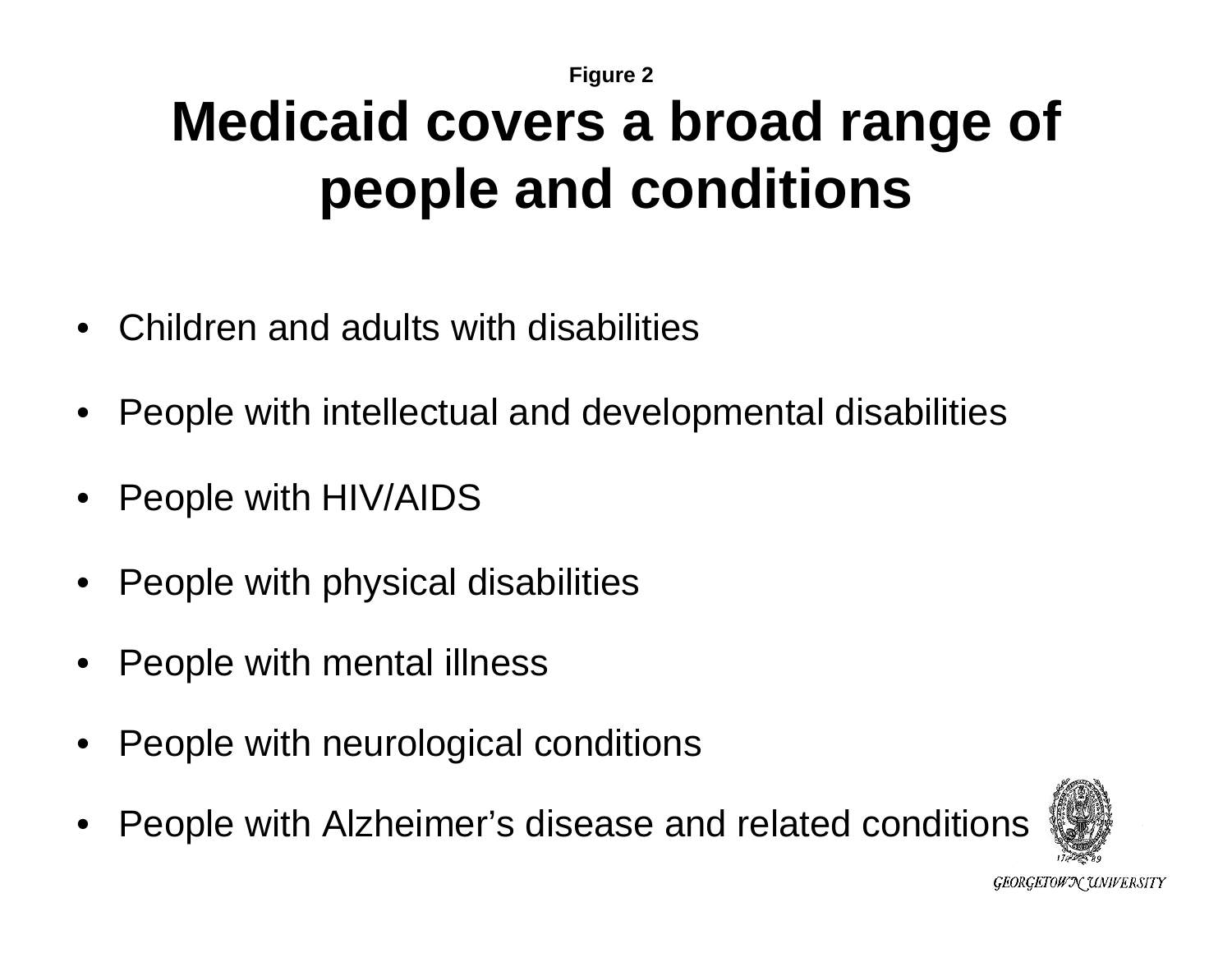Figure 2

# Medicaid covers a broad range of people and conditions

- Children and adults with disabilities
- People with intellectual and developmental disabilities
- People with HIV/AIDS
- People with physical disabilities
- People with mental illness
- People with neurological conditions
- People with Alzheimer's disease and related conditions

GEORGETOWN UNIVERSITY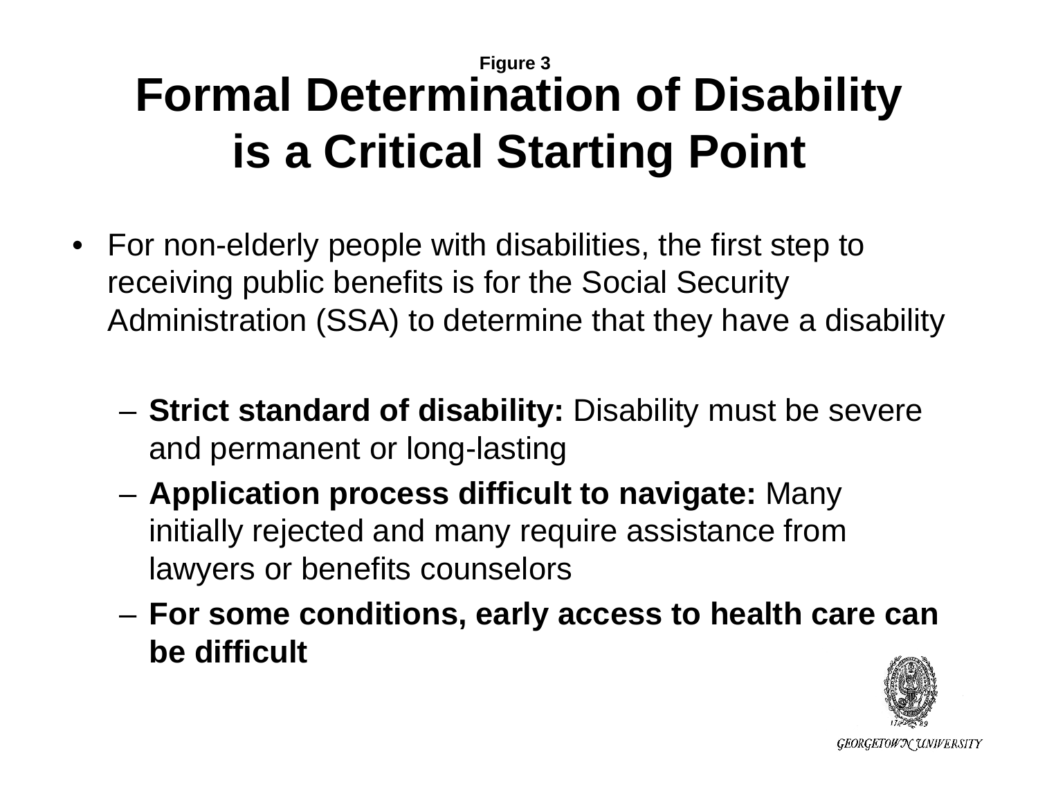Figure 3

# Formal Determination of Disability is a Critical Starting Point

- For non-elderly people with disabilities, the first step to receiving public benefits is for the Social Security Administration (SSA) to determine that they have a disability
  - **Strict standard of disability:** Disability must be severe and permanent or long-lasting
  - **Application process difficult to navigate:** Many initially rejected and many require assistance from lawyers or benefits counselors
  - **For some conditions, early access to health care can be difficult**

GEORGETOWN UNIVERSITY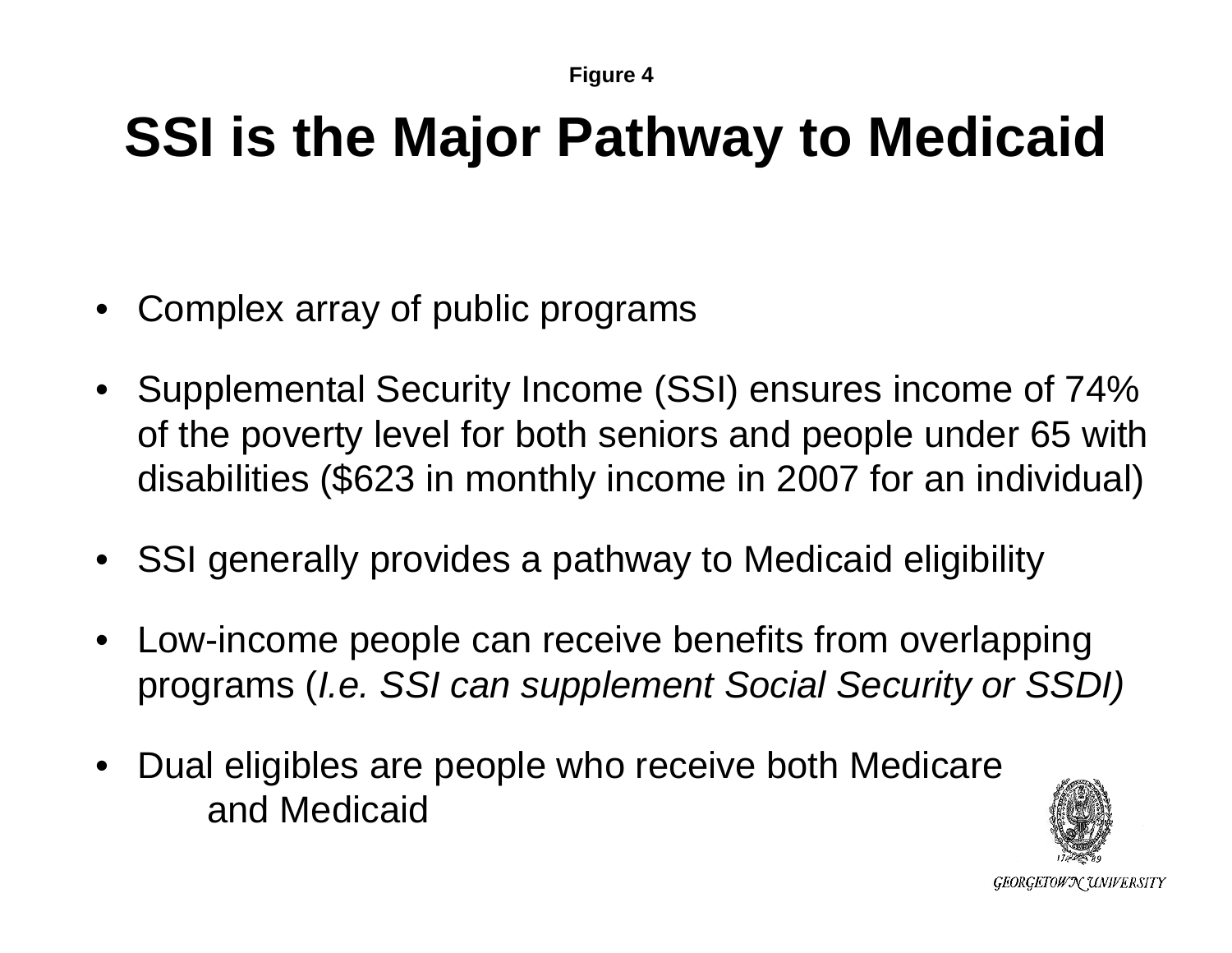Figure 4

# SSI is the Major Pathway to Medicaid

- Complex array of public programs
- Supplemental Security Income (SSI) ensures income of 74% of the poverty level for both seniors and people under 65 with disabilities ($623 in monthly income in 2007 for an individual)
- SSI generally provides a pathway to Medicaid eligibility
- Low-income people can receive benefits from overlapping programs (*I.e. SSI can supplement Social Security or SSDI)*
- Dual eligibles are people who receive both Medicare and Medicaid

GEORGETOWN UNIVERSITY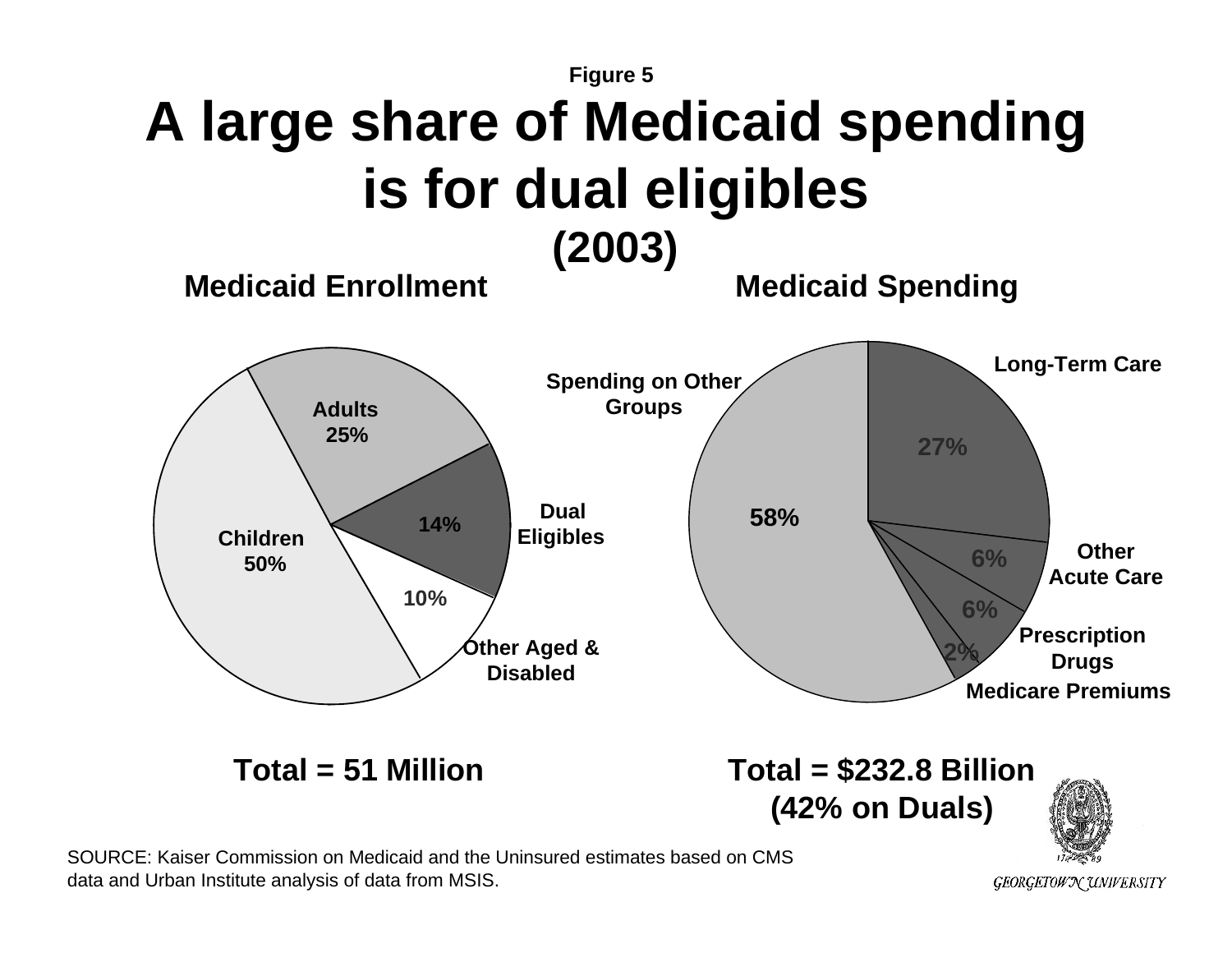Figure 5

# A large share of Medicaid spending is for dual eligibles (2003)

## Medicaid Enrollment

| Group | Share |
|---|---|
| Children | 50% |
| Adults | 25% |
| Dual Eligibles | 14% |
| Other Aged & Disabled | 10% |

Total = 51 Million

## Medicaid Spending

| Category | Share |
|---|---|
| Long-Term Care | 27% |
| Other Acute Care | 6% |
| Prescription Drugs | 6% |
| Medicare Premiums | 2% |
| Spending on Other Groups | 58% |

Total = $232.8 Billion (42% on Duals)

SOURCE: Kaiser Commission on Medicaid and the Uninsured estimates based on CMS data and Urban Institute analysis of data from MSIS.

GEORGETOWN UNIVERSITY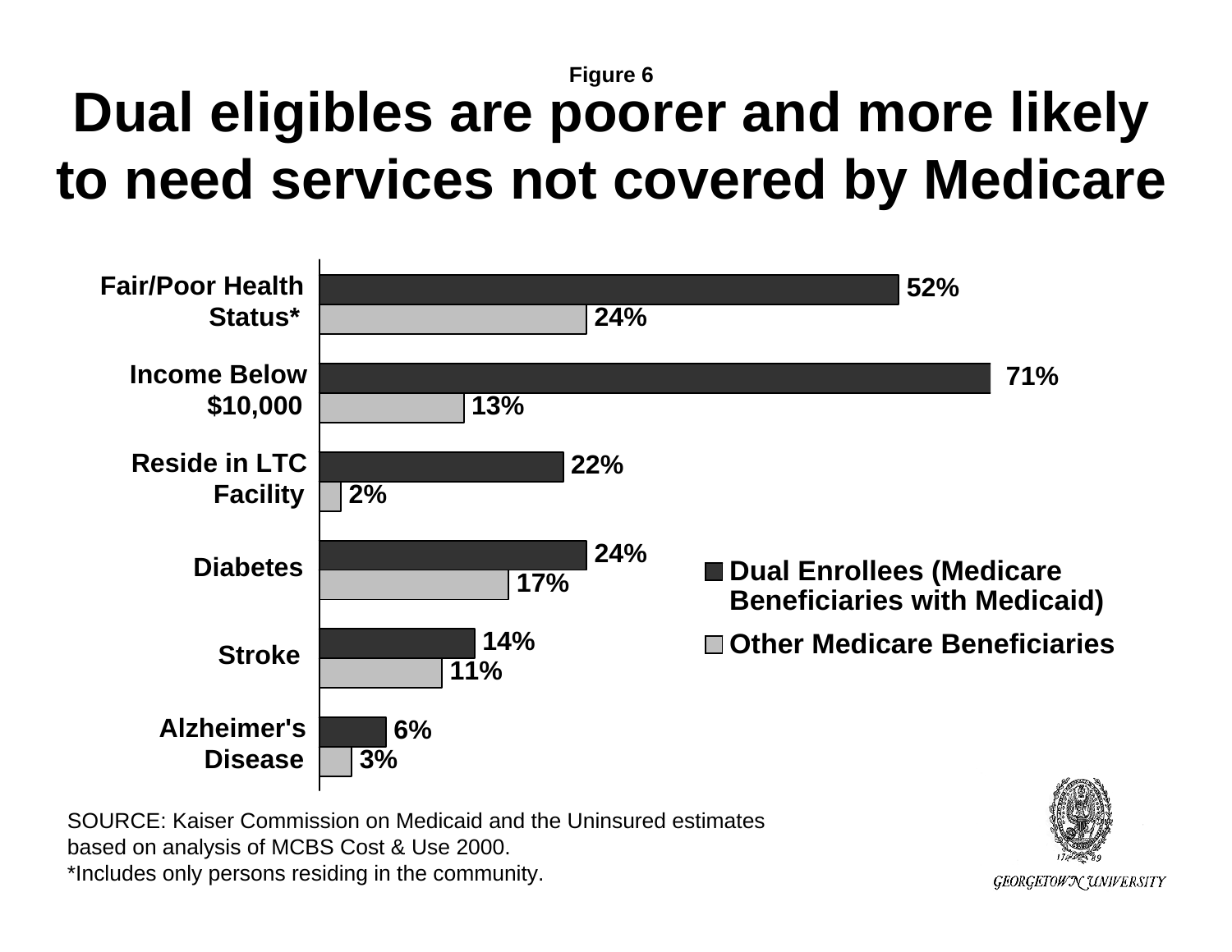Figure 6

# Dual eligibles are poorer and more likely to need services not covered by Medicare

| | Dual Enrollees (Medicare Beneficiaries with Medicaid) | Other Medicare Beneficiaries |
|---|---|---|
| Fair/Poor Health Status* | 52% | 24% |
| Income Below $10,000 | 71% | 13% |
| Reside in LTC Facility | 22% | 2% |
| Diabetes | 24% | 17% |
| Stroke | 14% | 11% |
| Alzheimer's Disease | 6% | 3% |

SOURCE: Kaiser Commission on Medicaid and the Uninsured estimates based on analysis of MCBS Cost & Use 2000.
*Includes only persons residing in the community.

GEORGETOWN UNIVERSITY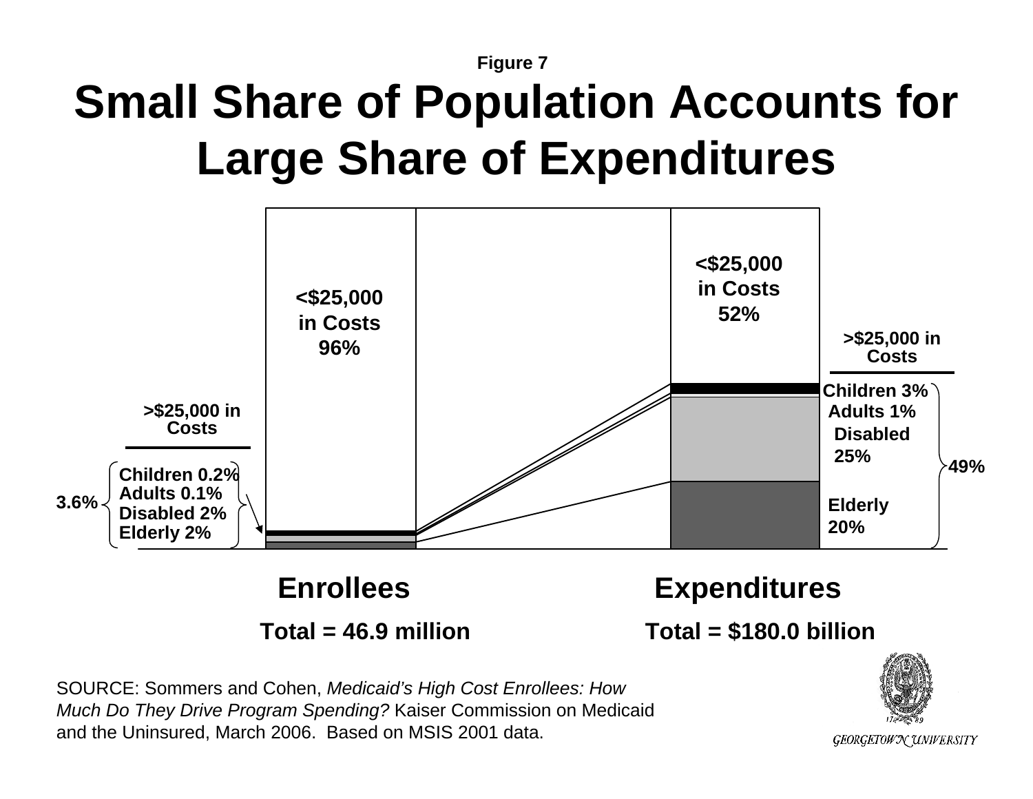Figure 7

# Small Share of Population Accounts for Large Share of Expenditures

| | Enrollees | Expenditures |
|---|---|---|
| <$25,000 in Costs | 96% | 52% |
| >$25,000 in Costs: Children | 0.2% | 3% |
| >$25,000 in Costs: Adults | 0.1% | 1% |
| >$25,000 in Costs: Disabled | 2% | 25% |
| >$25,000 in Costs: Elderly | 2% | 20% |
| >$25,000 in Costs: Total | 3.6% | 49% |

**Enrollees** — Total = 46.9 million

**Expenditures** — Total = $180.0 billion

SOURCE: Sommers and Cohen, *Medicaid's High Cost Enrollees: How Much Do They Drive Program Spending?* Kaiser Commission on Medicaid and the Uninsured, March 2006. Based on MSIS 2001 data.

GEORGETOWN UNIVERSITY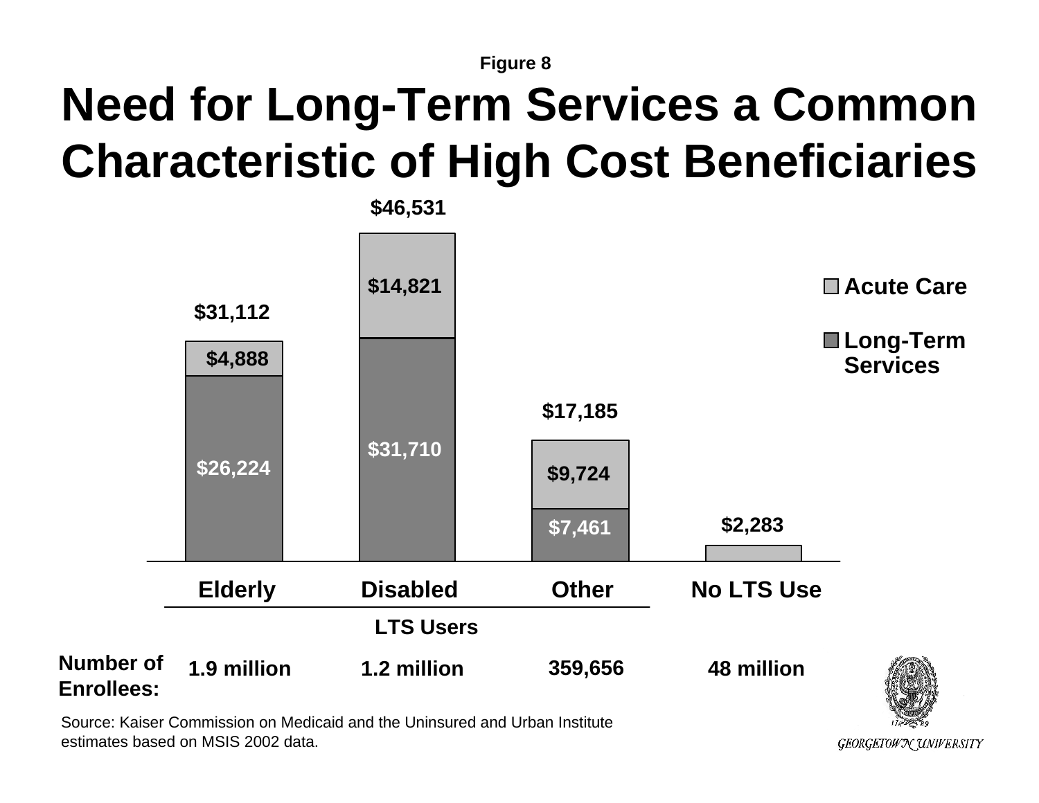Figure 8

# Need for Long-Term Services a Common Characteristic of High Cost Beneficiaries

| | Elderly | Disabled | Other | No LTS Use |
|---|---|---|---|---|
| Acute Care | $4,888 | $14,821 | $9,724 | $2,283 |
| Long-Term Services | $26,224 | $31,710 | $7,461 | |
| Total | $31,112 | $46,531 | $17,185 | $2,283 |
| Number of Enrollees: | 1.9 million | 1.2 million | 359,656 | 48 million |

Elderly, Disabled, and Other: LTS Users

Source: Kaiser Commission on Medicaid and the Uninsured and Urban Institute estimates based on MSIS 2002 data.

GEORGETOWN UNIVERSITY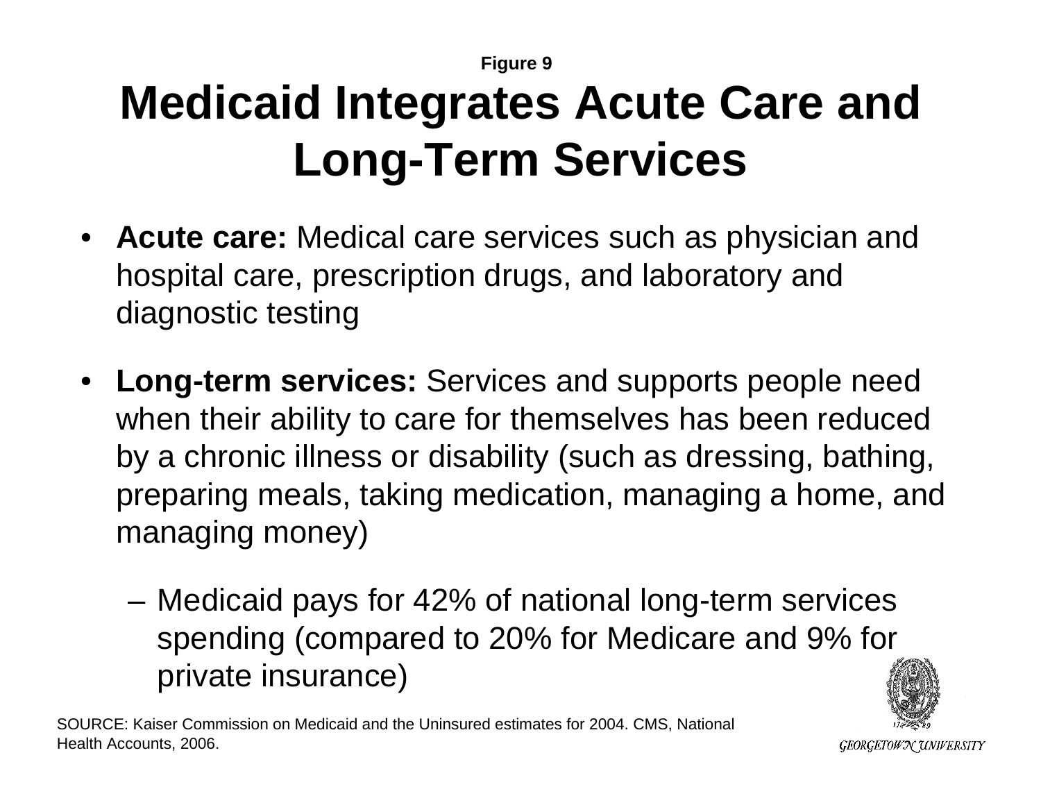Figure 9

# Medicaid Integrates Acute Care and Long-Term Services

- **Acute care:** Medical care services such as physician and hospital care, prescription drugs, and laboratory and diagnostic testing
- **Long-term services:** Services and supports people need when their ability to care for themselves has been reduced by a chronic illness or disability (such as dressing, bathing, preparing meals, taking medication, managing a home, and managing money)
  - Medicaid pays for 42% of national long-term services spending (compared to 20% for Medicare and 9% for private insurance)

SOURCE: Kaiser Commission on Medicaid and the Uninsured estimates for 2004. CMS, National Health Accounts, 2006.

GEORGETOWN UNIVERSITY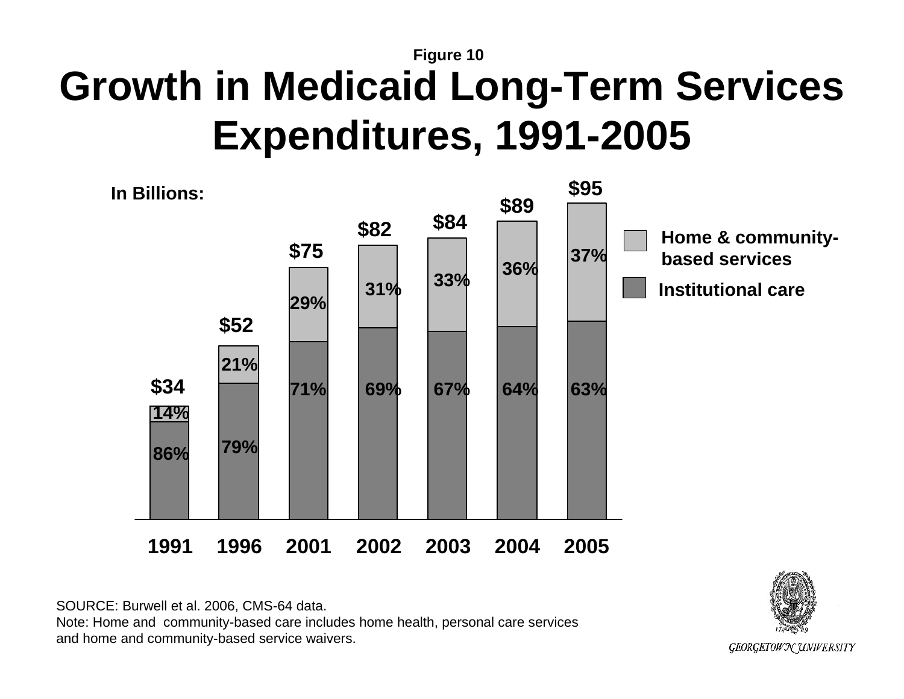Figure 10

# Growth in Medicaid Long-Term Services Expenditures, 1991-2005

In Billions:

| Year | Total | Home & community-based services | Institutional care |
|---|---|---|---|
| 1991 | $34 | 14% | 86% |
| 1996 | $52 | 21% | 79% |
| 2001 | $75 | 29% | 71% |
| 2002 | $82 | 31% | 69% |
| 2003 | $84 | 33% | 67% |
| 2004 | $89 | 36% | 64% |
| 2005 | $95 | 37% | 63% |

SOURCE: Burwell et al. 2006, CMS-64 data.
Note: Home and community-based care includes home health, personal care services and home and community-based service waivers.

GEORGETOWN UNIVERSITY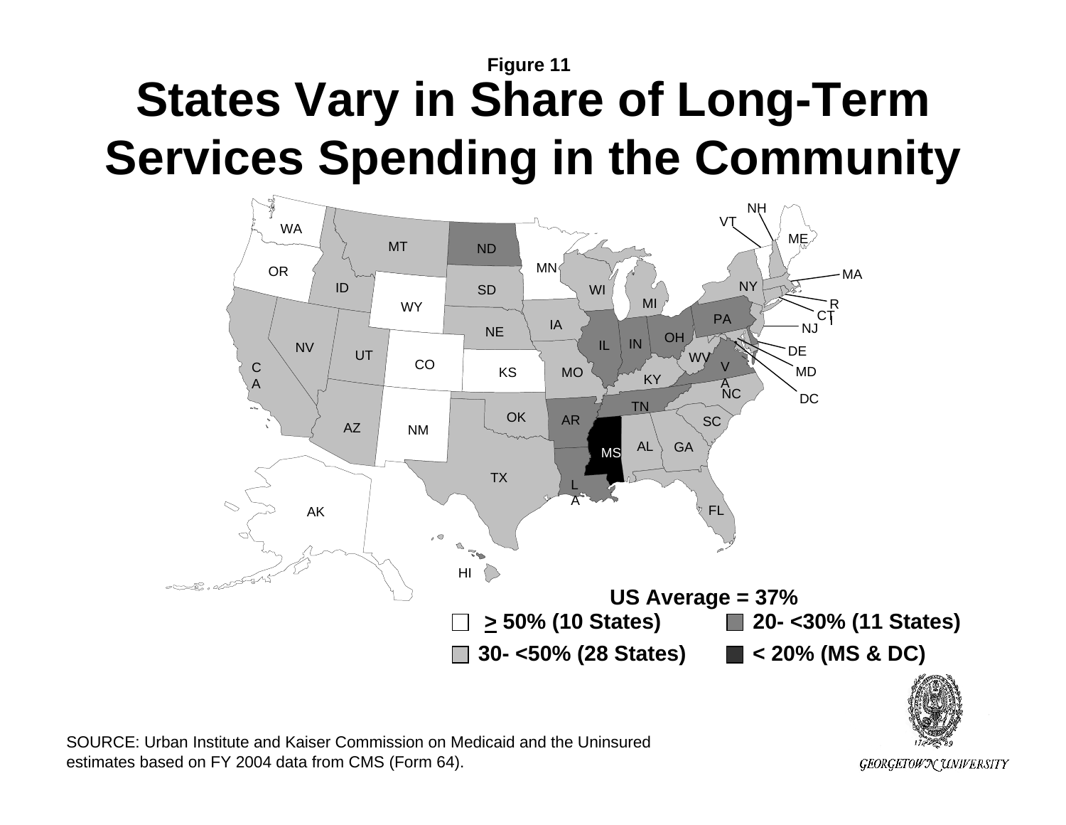Figure 11

# States Vary in Share of Long-Term Services Spending in the Community

US Average = 37%

- ≥ 50% (10 States)
- 20- <30% (11 States)
- 30- <50% (28 States)
- < 20% (MS & DC)

SOURCE: Urban Institute and Kaiser Commission on Medicaid and the Uninsured estimates based on FY 2004 data from CMS (Form 64).

GEORGETOWN UNIVERSITY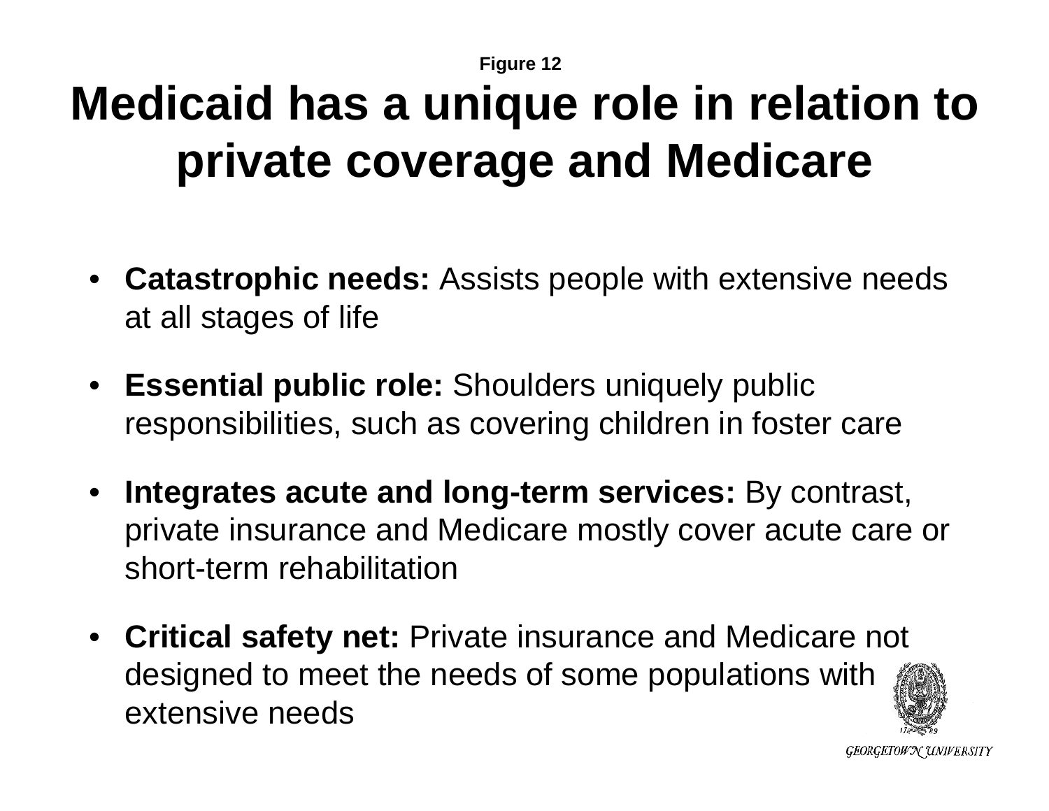Figure 12

# Medicaid has a unique role in relation to private coverage and Medicare

- **Catastrophic needs:** Assists people with extensive needs at all stages of life
- **Essential public role:** Shoulders uniquely public responsibilities, such as covering children in foster care
- **Integrates acute and long-term services:** By contrast, private insurance and Medicare mostly cover acute care or short-term rehabilitation
- **Critical safety net:** Private insurance and Medicare not designed to meet the needs of some populations with extensive needs

GEORGETOWN UNIVERSITY